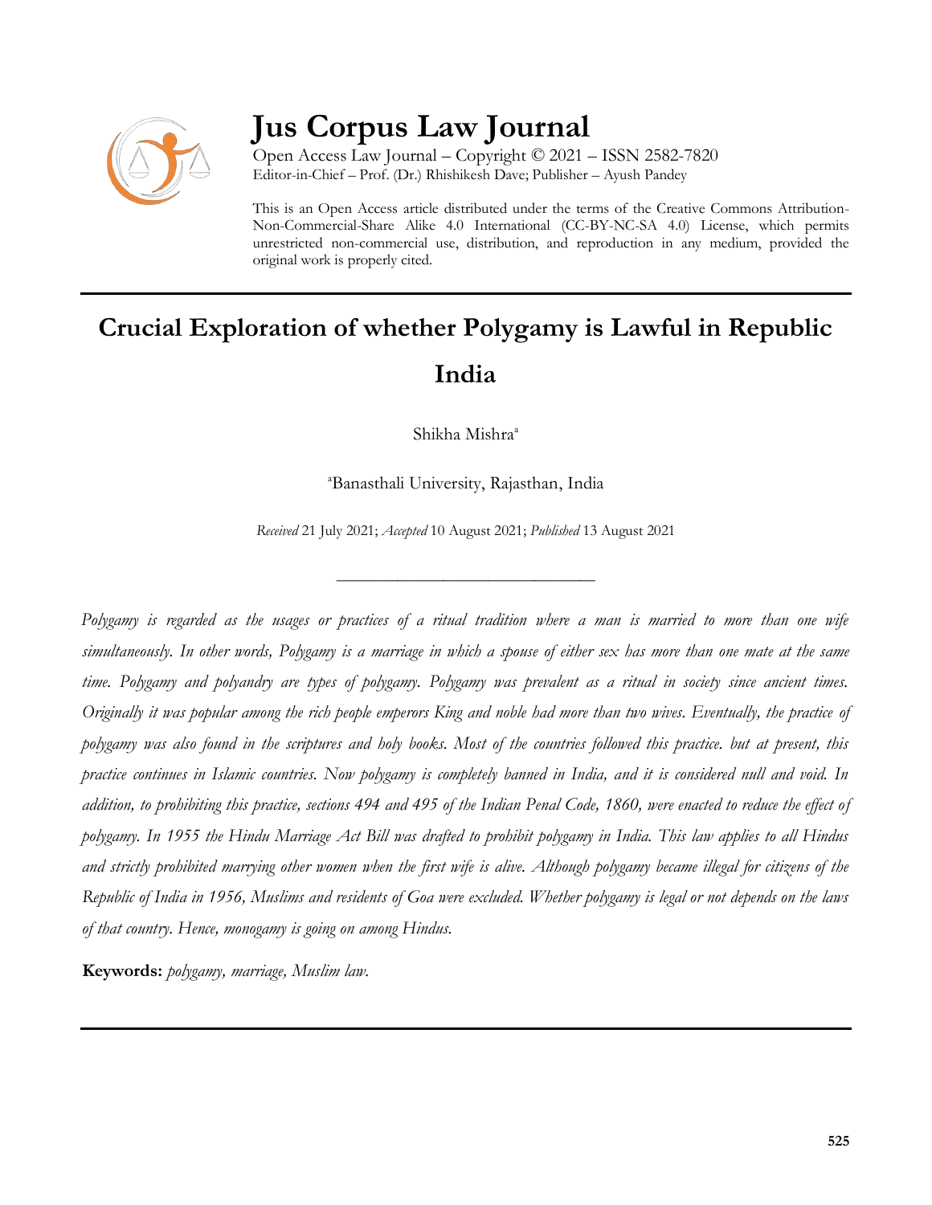# Jus Corpus Law Journal

Open Access Law Journal – Copyright © 2021 – ISSN 2582-7820
Editor-in-Chief – Prof. (Dr.) Rhishikesh Dave; Publisher – Ayush Pandey

This is an Open Access article distributed under the terms of the Creative Commons Attribution-Non-Commercial-Share Alike 4.0 International (CC-BY-NC-SA 4.0) License, which permits unrestricted non-commercial use, distribution, and reproduction in any medium, provided the original work is properly cited.

---

# Crucial Exploration of whether Polygamy is Lawful in Republic India

Shikha Mishra[a]

[a]Banasthali University, Rajasthan, India

*Received* 21 July 2021; *Accepted* 10 August 2021; *Published* 13 August 2021

---

*Polygamy is regarded as the usages or practices of a ritual tradition where a man is married to more than one wife simultaneously. In other words, Polygamy is a marriage in which a spouse of either sex has more than one mate at the same time. Polygamy and polyandry are types of polygamy. Polygamy was prevalent as a ritual in society since ancient times. Originally it was popular among the rich people emperors King and noble had more than two wives. Eventually, the practice of polygamy was also found in the scriptures and holy books. Most of the countries followed this practice. but at present, this practice continues in Islamic countries. Now polygamy is completely banned in India, and it is considered null and void. In addition, to prohibiting this practice, sections 494 and 495 of the Indian Penal Code, 1860, were enacted to reduce the effect of polygamy. In 1955 the Hindu Marriage Act Bill was drafted to prohibit polygamy in India. This law applies to all Hindus and strictly prohibited marrying other women when the first wife is alive. Although polygamy became illegal for citizens of the Republic of India in 1956, Muslims and residents of Goa were excluded. Whether polygamy is legal or not depends on the laws of that country. Hence, monogamy is going on among Hindus.*

**Keywords:** *polygamy, marriage, Muslim law.*

---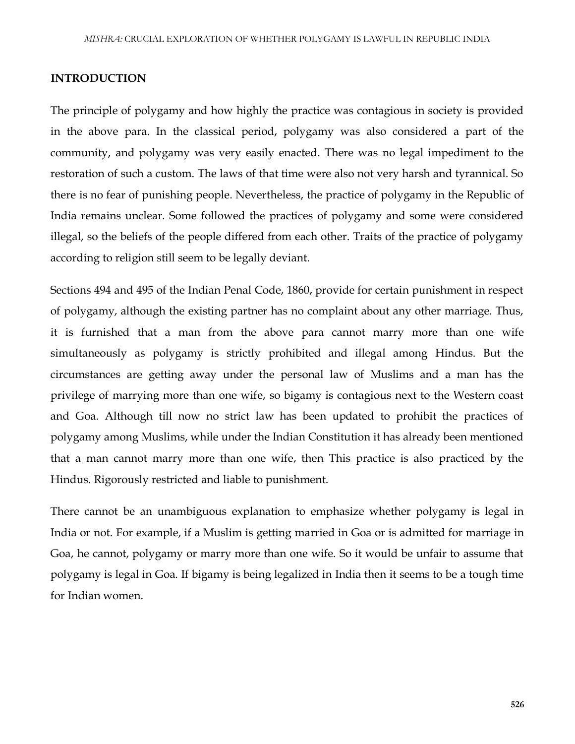## INTRODUCTION

The principle of polygamy and how highly the practice was contagious in society is provided in the above para. In the classical period, polygamy was also considered a part of the community, and polygamy was very easily enacted. There was no legal impediment to the restoration of such a custom. The laws of that time were also not very harsh and tyrannical. So there is no fear of punishing people. Nevertheless, the practice of polygamy in the Republic of India remains unclear. Some followed the practices of polygamy and some were considered illegal, so the beliefs of the people differed from each other. Traits of the practice of polygamy according to religion still seem to be legally deviant.

Sections 494 and 495 of the Indian Penal Code, 1860, provide for certain punishment in respect of polygamy, although the existing partner has no complaint about any other marriage. Thus, it is furnished that a man from the above para cannot marry more than one wife simultaneously as polygamy is strictly prohibited and illegal among Hindus. But the circumstances are getting away under the personal law of Muslims and a man has the privilege of marrying more than one wife, so bigamy is contagious next to the Western coast and Goa. Although till now no strict law has been updated to prohibit the practices of polygamy among Muslims, while under the Indian Constitution it has already been mentioned that a man cannot marry more than one wife, then This practice is also practiced by the Hindus. Rigorously restricted and liable to punishment.

There cannot be an unambiguous explanation to emphasize whether polygamy is legal in India or not. For example, if a Muslim is getting married in Goa or is admitted for marriage in Goa, he cannot, polygamy or marry more than one wife. So it would be unfair to assume that polygamy is legal in Goa. If bigamy is being legalized in India then it seems to be a tough time for Indian women.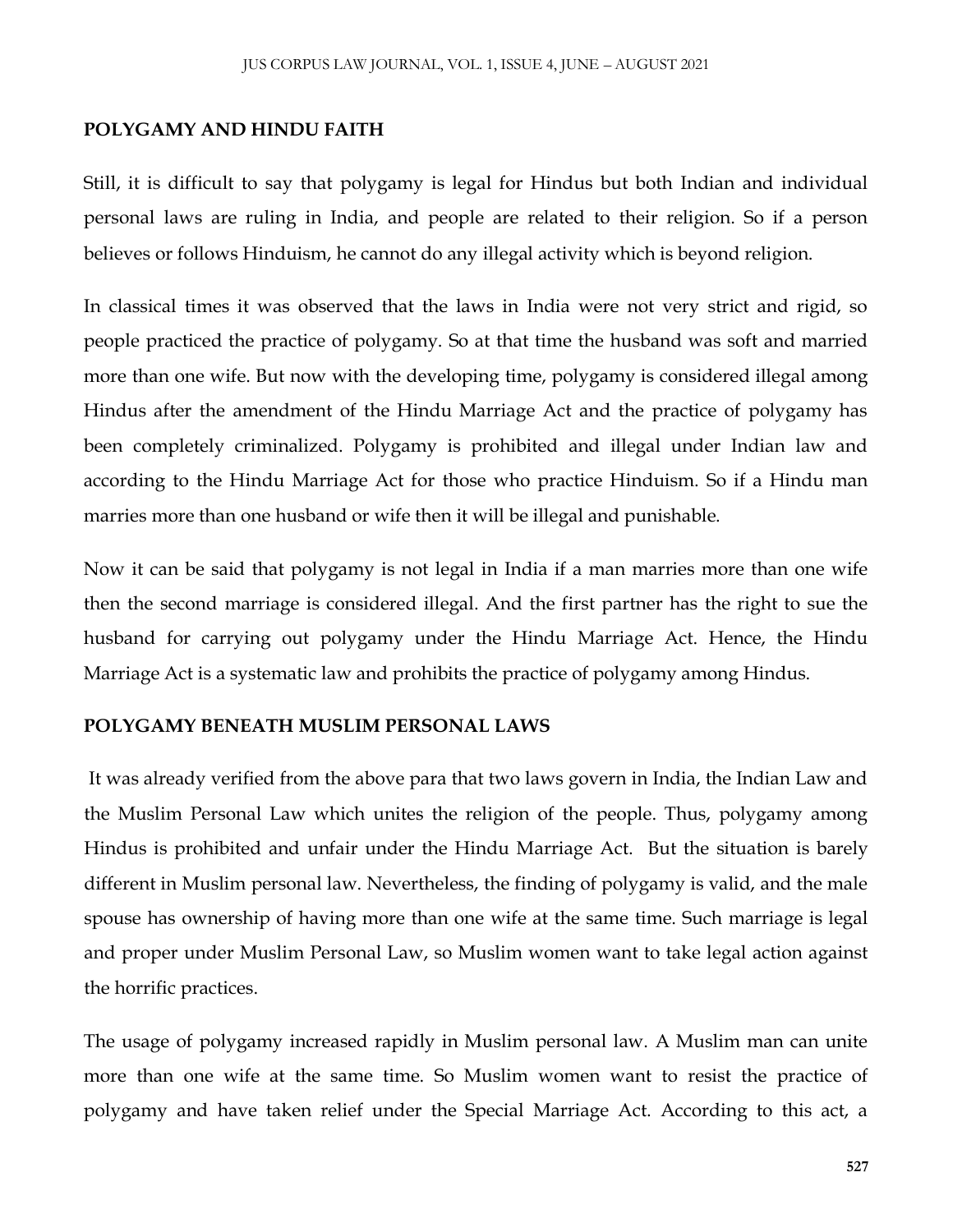**POLYGAMY AND HINDU FAITH**

Still, it is difficult to say that polygamy is legal for Hindus but both Indian and individual personal laws are ruling in India, and people are related to their religion. So if a person believes or follows Hinduism, he cannot do any illegal activity which is beyond religion.

In classical times it was observed that the laws in India were not very strict and rigid, so people practiced the practice of polygamy. So at that time the husband was soft and married more than one wife. But now with the developing time, polygamy is considered illegal among Hindus after the amendment of the Hindu Marriage Act and the practice of polygamy has been completely criminalized. Polygamy is prohibited and illegal under Indian law and according to the Hindu Marriage Act for those who practice Hinduism. So if a Hindu man marries more than one husband or wife then it will be illegal and punishable.

Now it can be said that polygamy is not legal in India if a man marries more than one wife then the second marriage is considered illegal. And the first partner has the right to sue the husband for carrying out polygamy under the Hindu Marriage Act. Hence, the Hindu Marriage Act is a systematic law and prohibits the practice of polygamy among Hindus.

**POLYGAMY BENEATH MUSLIM PERSONAL LAWS**

It was already verified from the above para that two laws govern in India, the Indian Law and the Muslim Personal Law which unites the religion of the people. Thus, polygamy among Hindus is prohibited and unfair under the Hindu Marriage Act. But the situation is barely different in Muslim personal law. Nevertheless, the finding of polygamy is valid, and the male spouse has ownership of having more than one wife at the same time. Such marriage is legal and proper under Muslim Personal Law, so Muslim women want to take legal action against the horrific practices.

The usage of polygamy increased rapidly in Muslim personal law. A Muslim man can unite more than one wife at the same time. So Muslim women want to resist the practice of polygamy and have taken relief under the Special Marriage Act. According to this act, a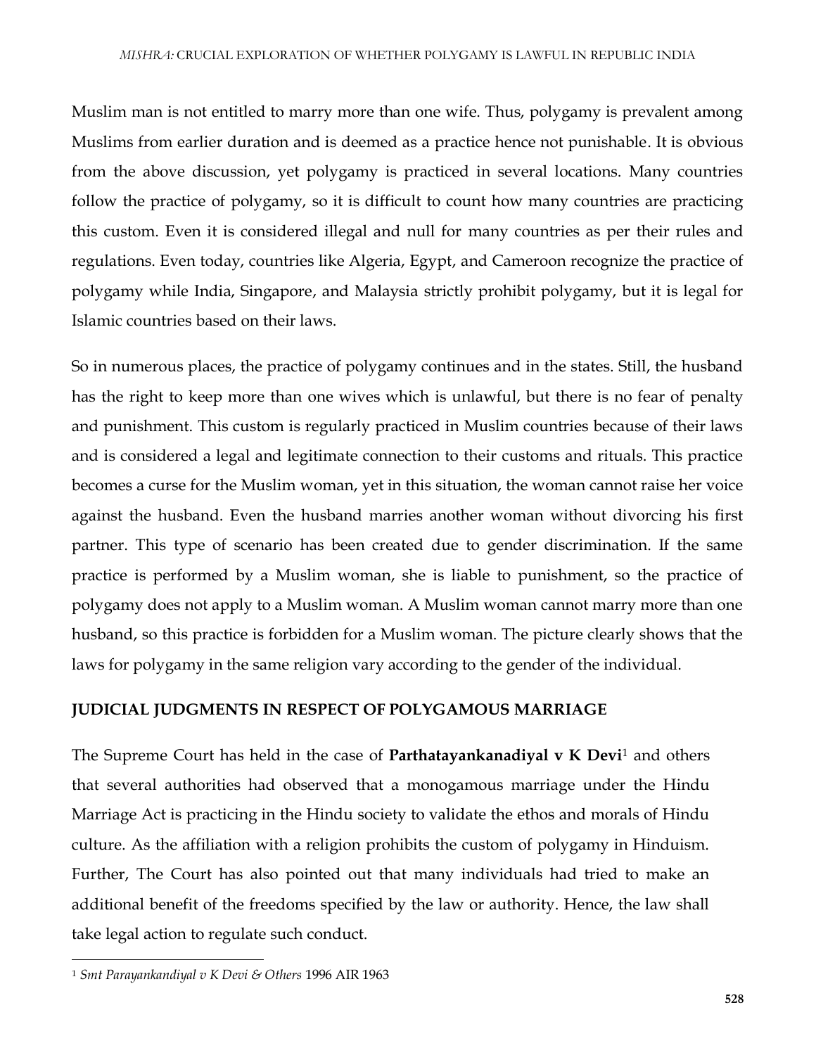Muslim man is not entitled to marry more than one wife. Thus, polygamy is prevalent among Muslims from earlier duration and is deemed as a practice hence not punishable. It is obvious from the above discussion, yet polygamy is practiced in several locations. Many countries follow the practice of polygamy, so it is difficult to count how many countries are practicing this custom. Even it is considered illegal and null for many countries as per their rules and regulations. Even today, countries like Algeria, Egypt, and Cameroon recognize the practice of polygamy while India, Singapore, and Malaysia strictly prohibit polygamy, but it is legal for Islamic countries based on their laws.

So in numerous places, the practice of polygamy continues and in the states. Still, the husband has the right to keep more than one wives which is unlawful, but there is no fear of penalty and punishment. This custom is regularly practiced in Muslim countries because of their laws and is considered a legal and legitimate connection to their customs and rituals. This practice becomes a curse for the Muslim woman, yet in this situation, the woman cannot raise her voice against the husband. Even the husband marries another woman without divorcing his first partner. This type of scenario has been created due to gender discrimination. If the same practice is performed by a Muslim woman, she is liable to punishment, so the practice of polygamy does not apply to a Muslim woman. A Muslim woman cannot marry more than one husband, so this practice is forbidden for a Muslim woman. The picture clearly shows that the laws for polygamy in the same religion vary according to the gender of the individual.

## JUDICIAL JUDGMENTS IN RESPECT OF POLYGAMOUS MARRIAGE

The Supreme Court has held in the case of **Parthatayankanadiyal v K Devi**[1] and others that several authorities had observed that a monogamous marriage under the Hindu Marriage Act is practicing in the Hindu society to validate the ethos and morals of Hindu culture. As the affiliation with a religion prohibits the custom of polygamy in Hinduism. Further, The Court has also pointed out that many individuals had tried to make an additional benefit of the freedoms specified by the law or authority. Hence, the law shall take legal action to regulate such conduct.

---

[1] *Smt Parayankandiyal v K Devi & Others* 1996 AIR 1963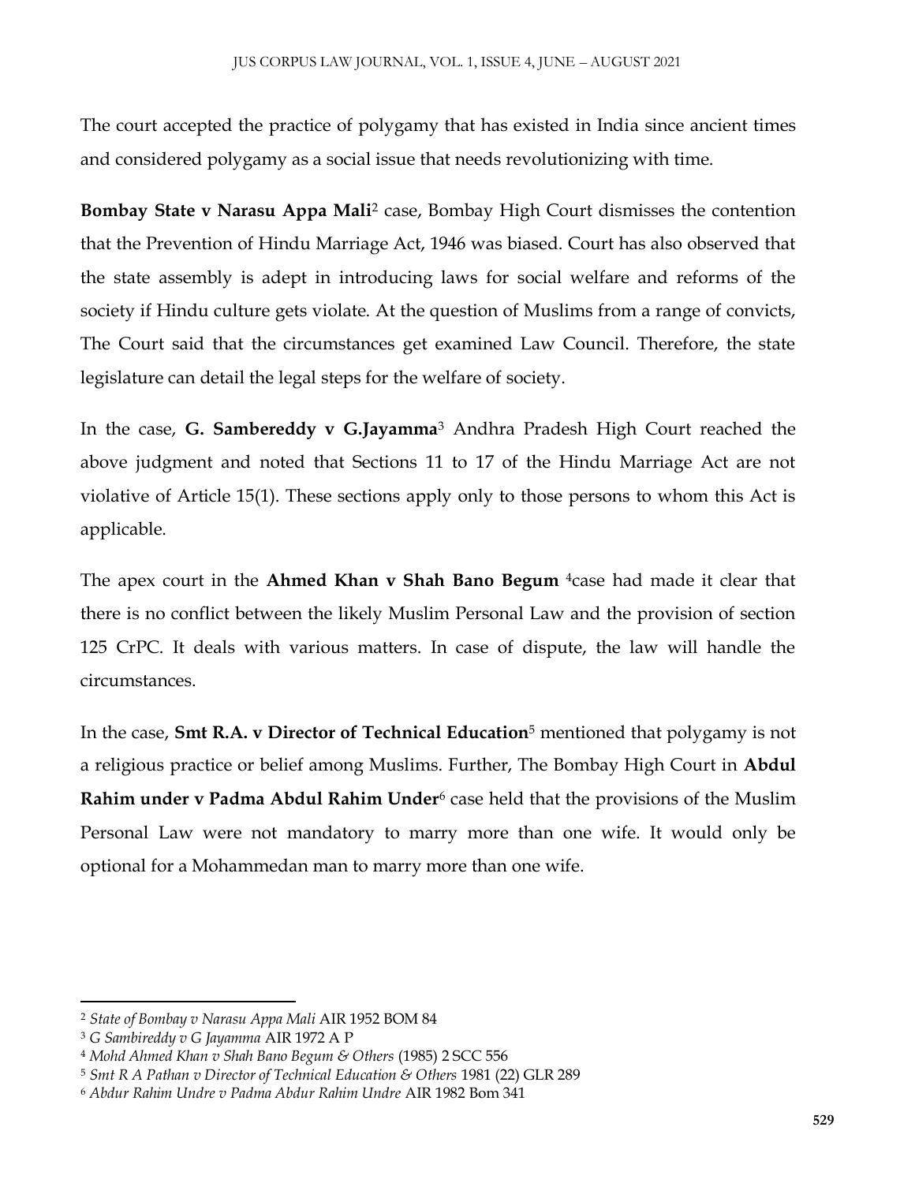The court accepted the practice of polygamy that has existed in India since ancient times and considered polygamy as a social issue that needs revolutionizing with time.

**Bombay State v Narasu Appa Mali**[2] case, Bombay High Court dismisses the contention that the Prevention of Hindu Marriage Act, 1946 was biased. Court has also observed that the state assembly is adept in introducing laws for social welfare and reforms of the society if Hindu culture gets violate. At the question of Muslims from a range of convicts, The Court said that the circumstances get examined Law Council. Therefore, the state legislature can detail the legal steps for the welfare of society.

In the case, **G. Sambereddy v G.Jayamma**[3] Andhra Pradesh High Court reached the above judgment and noted that Sections 11 to 17 of the Hindu Marriage Act are not violative of Article 15(1). These sections apply only to those persons to whom this Act is applicable.

The apex court in the **Ahmed Khan v Shah Bano Begum** [4]case had made it clear that there is no conflict between the likely Muslim Personal Law and the provision of section 125 CrPC. It deals with various matters. In case of dispute, the law will handle the circumstances.

In the case, **Smt R.A. v Director of Technical Education**[5] mentioned that polygamy is not a religious practice or belief among Muslims. Further, The Bombay High Court in **Abdul Rahim under v Padma Abdul Rahim Under**[6] case held that the provisions of the Muslim Personal Law were not mandatory to marry more than one wife. It would only be optional for a Mohammedan man to marry more than one wife.

---

[2] *State of Bombay v Narasu Appa Mali* AIR 1952 BOM 84

[3] *G Sambireddy v G Jayamma* AIR 1972 A P

[4] *Mohd Ahmed Khan v Shah Bano Begum & Others* (1985) 2 SCC 556

[5] *Smt R A Pathan v Director of Technical Education & Others* 1981 (22) GLR 289

[6] *Abdur Rahim Undre v Padma Abdur Rahim Undre* AIR 1982 Bom 341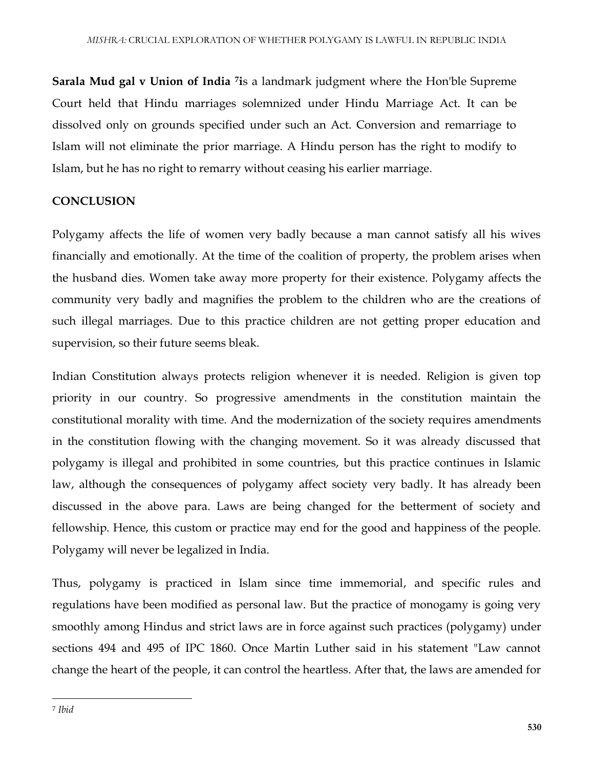**Sarala Mud gal v Union of India** [7]**i**s a landmark judgment where the Hon'ble Supreme Court held that Hindu marriages solemnized under Hindu Marriage Act. It can be dissolved only on grounds specified under such an Act. Conversion and remarriage to Islam will not eliminate the prior marriage. A Hindu person has the right to modify to Islam, but he has no right to remarry without ceasing his earlier marriage.

## CONCLUSION

Polygamy affects the life of women very badly because a man cannot satisfy all his wives financially and emotionally. At the time of the coalition of property, the problem arises when the husband dies. Women take away more property for their existence. Polygamy affects the community very badly and magnifies the problem to the children who are the creations of such illegal marriages. Due to this practice children are not getting proper education and supervision, so their future seems bleak.

Indian Constitution always protects religion whenever it is needed. Religion is given top priority in our country. So progressive amendments in the constitution maintain the constitutional morality with time. And the modernization of the society requires amendments in the constitution flowing with the changing movement. So it was already discussed that polygamy is illegal and prohibited in some countries, but this practice continues in Islamic law, although the consequences of polygamy affect society very badly. It has already been discussed in the above para. Laws are being changed for the betterment of society and fellowship. Hence, this custom or practice may end for the good and happiness of the people. Polygamy will never be legalized in India.

Thus, polygamy is practiced in Islam since time immemorial, and specific rules and regulations have been modified as personal law. But the practice of monogamy is going very smoothly among Hindus and strict laws are in force against such practices (polygamy) under sections 494 and 495 of IPC 1860. Once Martin Luther said in his statement "Law cannot change the heart of the people, it can control the heartless. After that, the laws are amended for

---

[7] *Ibid*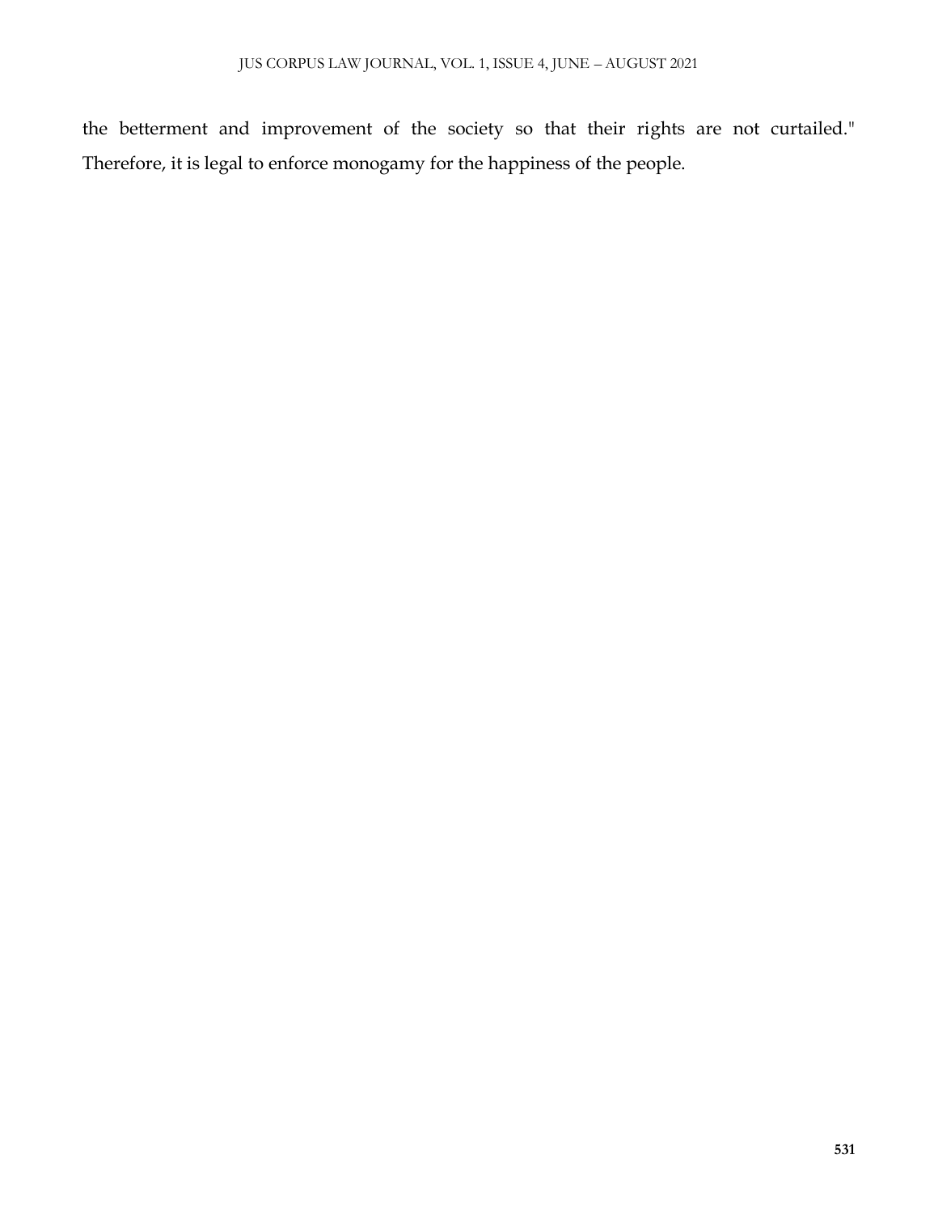the betterment and improvement of the society so that their rights are not curtailed." Therefore, it is legal to enforce monogamy for the happiness of the people.